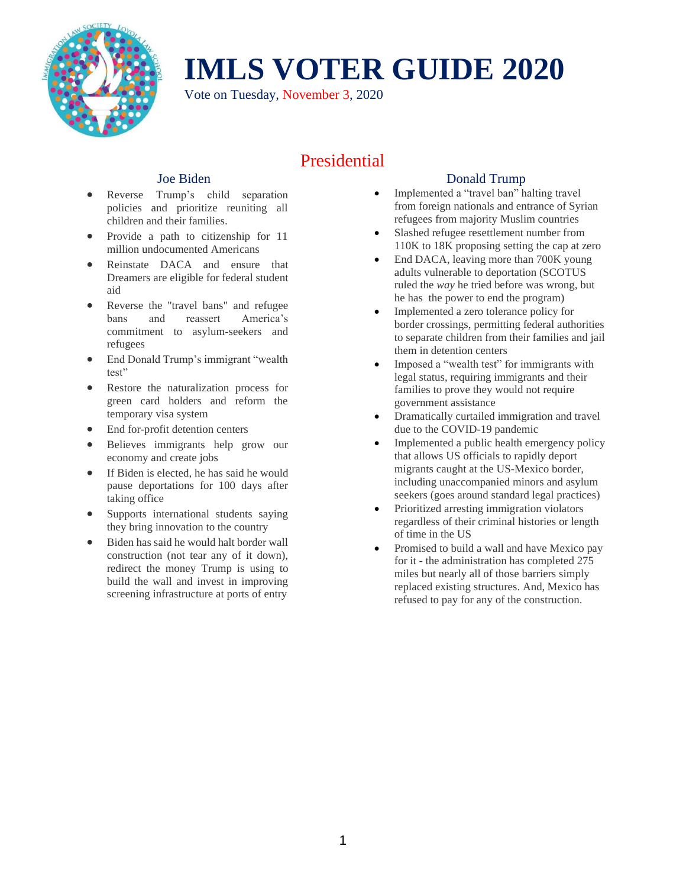# IMLS VOTER GUIDE 2020

Vote on Tuesday, November 3, 2020

## Presidential

### Joe Biden

- Reverse Trump's child separation policies and prioritize reuniting all children and their families.
- Provide a path to citizenship for 11 million undocumented Americans
- Reinstate DACA and ensure that Dreamers are eligible for federal student aid
- Reverse the "travel bans" and refugee bans and reassert America's commitment to asylum-seekers and refugees
- End Donald Trump's immigrant "wealth test"
- Restore the naturalization process for green card holders and reform the temporary visa system
- End for-profit detention centers
- Believes immigrants help grow our economy and create jobs
- If Biden is elected, he has said he would pause deportations for 100 days after taking office
- Supports international students saying they bring innovation to the country
- Biden has said he would halt border wall construction (not tear any of it down), redirect the money Trump is using to build the wall and invest in improving screening infrastructure at ports of entry

### Donald Trump

- Implemented a "travel ban" halting travel from foreign nationals and entrance of Syrian refugees from majority Muslim countries
- Slashed refugee resettlement number from 110K to 18K proposing setting the cap at zero
- End DACA, leaving more than 700K young adults vulnerable to deportation (SCOTUS ruled the *way* he tried before was wrong, but he has the power to end the program)
- Implemented a zero tolerance policy for border crossings, permitting federal authorities to separate children from their families and jail them in detention centers
- Imposed a "wealth test" for immigrants with legal status, requiring immigrants and their families to prove they would not require government assistance
- Dramatically curtailed immigration and travel due to the COVID-19 pandemic
- Implemented a public health emergency policy that allows US officials to rapidly deport migrants caught at the US-Mexico border, including unaccompanied minors and asylum seekers (goes around standard legal practices)
- Prioritized arresting immigration violators regardless of their criminal histories or length of time in the US
- Promised to build a wall and have Mexico pay for it - the administration has completed 275 miles but nearly all of those barriers simply replaced existing structures. And, Mexico has refused to pay for any of the construction.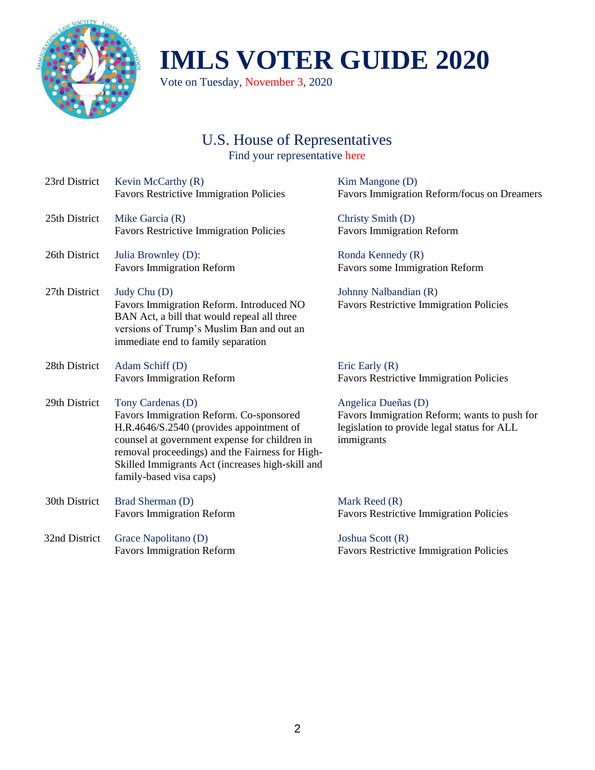# IMLS VOTER GUIDE 2020

Vote on Tuesday, November 3, 2020

## U.S. House of Representatives

Find your representative here

| District | Candidate | Candidate |
|---|---|---|
| 23rd District | Kevin McCarthy (R)<br>Favors Restrictive Immigration Policies | Kim Mangone (D)<br>Favors Immigration Reform/focus on Dreamers |
| 25th District | Mike Garcia (R)<br>Favors Restrictive Immigration Policies | Christy Smith (D)<br>Favors Immigration Reform |
| 26th District | Julia Brownley (D):<br>Favors Immigration Reform | Ronda Kennedy (R)<br>Favors some Immigration Reform |
| 27th District | Judy Chu (D)<br>Favors Immigration Reform. Introduced NO BAN Act, a bill that would repeal all three versions of Trump's Muslim Ban and out an immediate end to family separation | Johnny Nalbandian (R)<br>Favors Restrictive Immigration Policies |
| 28th District | Adam Schiff (D)<br>Favors Immigration Reform | Eric Early (R)<br>Favors Restrictive Immigration Policies |
| 29th District | Tony Cardenas (D)<br>Favors Immigration Reform. Co-sponsored H.R.4646/S.2540 (provides appointment of counsel at government expense for children in removal proceedings) and the Fairness for High-Skilled Immigrants Act (increases high-skill and family-based visa caps) | Angelica Dueñas (D)<br>Favors Immigration Reform; wants to push for legislation to provide legal status for ALL immigrants |
| 30th District | Brad Sherman (D)<br>Favors Immigration Reform | Mark Reed (R)<br>Favors Restrictive Immigration Policies |
| 32nd District | Grace Napolitano (D)<br>Favors Immigration Reform | Joshua Scott (R)<br>Favors Restrictive Immigration Policies |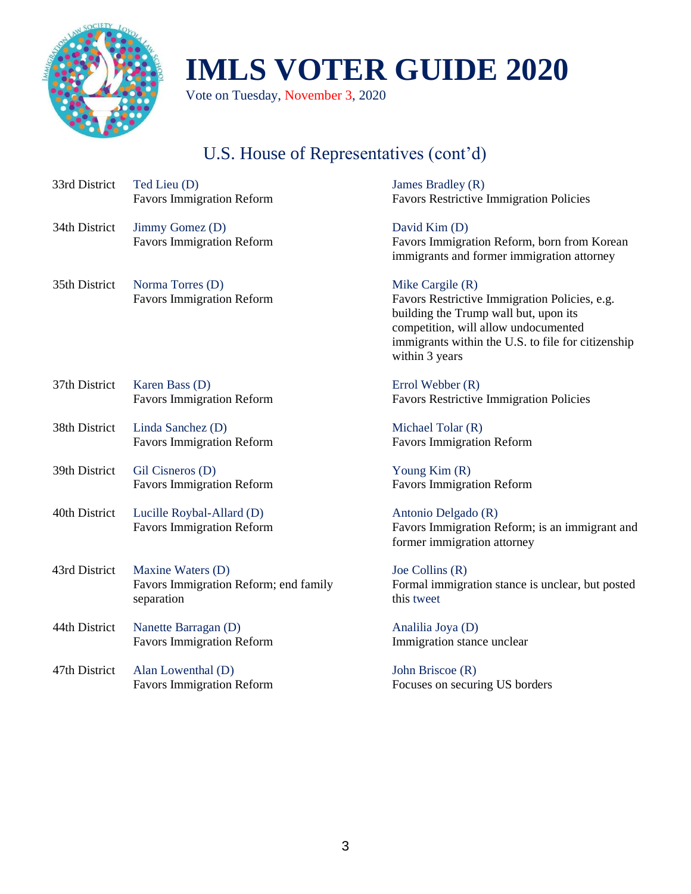# IMLS VOTER GUIDE 2020

Vote on Tuesday, November 3, 2020

## U.S. House of Representatives (cont'd)

| District | Candidate | Candidate |
|---|---|---|
| 33rd District | Ted Lieu (D)<br>Favors Immigration Reform | James Bradley (R)<br>Favors Restrictive Immigration Policies |
| 34th District | Jimmy Gomez (D)<br>Favors Immigration Reform | David Kim (D)<br>Favors Immigration Reform, born from Korean immigrants and former immigration attorney |
| 35th District | Norma Torres (D)<br>Favors Immigration Reform | Mike Cargile (R)<br>Favors Restrictive Immigration Policies, e.g. building the Trump wall but, upon its competition, will allow undocumented immigrants within the U.S. to file for citizenship within 3 years |
| 37th District | Karen Bass (D)<br>Favors Immigration Reform | Errol Webber (R)<br>Favors Restrictive Immigration Policies |
| 38th District | Linda Sanchez (D)<br>Favors Immigration Reform | Michael Tolar (R)<br>Favors Immigration Reform |
| 39th District | Gil Cisneros (D)<br>Favors Immigration Reform | Young Kim (R)<br>Favors Immigration Reform |
| 40th District | Lucille Roybal-Allard (D)<br>Favors Immigration Reform | Antonio Delgado (R)<br>Favors Immigration Reform; is an immigrant and former immigration attorney |
| 43rd District | Maxine Waters (D)<br>Favors Immigration Reform; end family separation | Joe Collins (R)<br>Formal immigration stance is unclear, but posted this tweet |
| 44th District | Nanette Barragan (D)<br>Favors Immigration Reform | Analilia Joya (D)<br>Immigration stance unclear |
| 47th District | Alan Lowenthal (D)<br>Favors Immigration Reform | John Briscoe (R)<br>Focuses on securing US borders |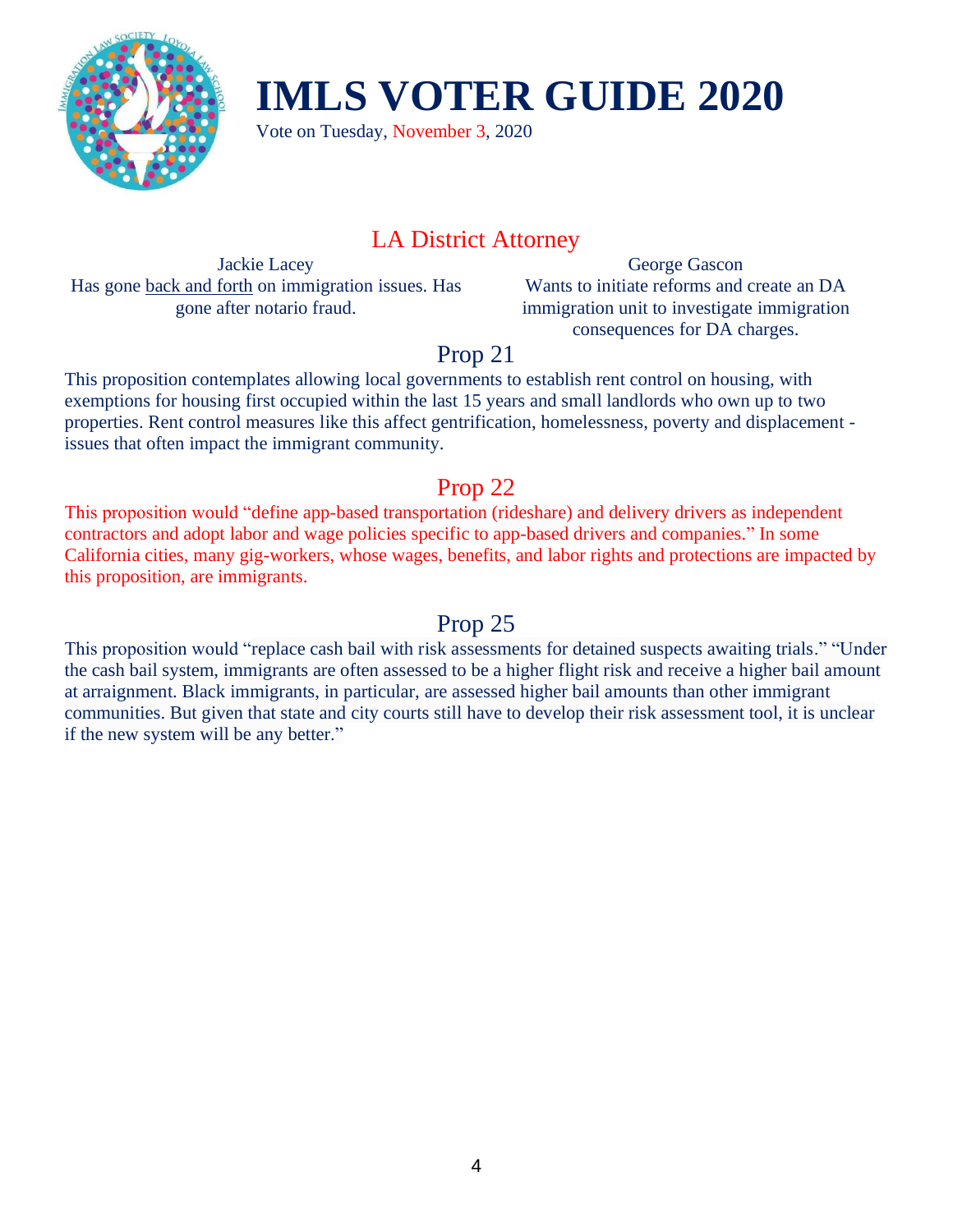# IMLS VOTER GUIDE 2020

Vote on Tuesday, November 3, 2020

## LA District Attorney

Jackie Lacey

Has gone back and forth on immigration issues. Has gone after notario fraud.

George Gascon

Wants to initiate reforms and create an DA immigration unit to investigate immigration consequences for DA charges.

## Prop 21

This proposition contemplates allowing local governments to establish rent control on housing, with exemptions for housing first occupied within the last 15 years and small landlords who own up to two properties. Rent control measures like this affect gentrification, homelessness, poverty and displacement - issues that often impact the immigrant community.

## Prop 22

This proposition would "define app-based transportation (rideshare) and delivery drivers as independent contractors and adopt labor and wage policies specific to app-based drivers and companies." In some California cities, many gig-workers, whose wages, benefits, and labor rights and protections are impacted by this proposition, are immigrants.

## Prop 25

This proposition would "replace cash bail with risk assessments for detained suspects awaiting trials." "Under the cash bail system, immigrants are often assessed to be a higher flight risk and receive a higher bail amount at arraignment. Black immigrants, in particular, are assessed higher bail amounts than other immigrant communities. But given that state and city courts still have to develop their risk assessment tool, it is unclear if the new system will be any better."